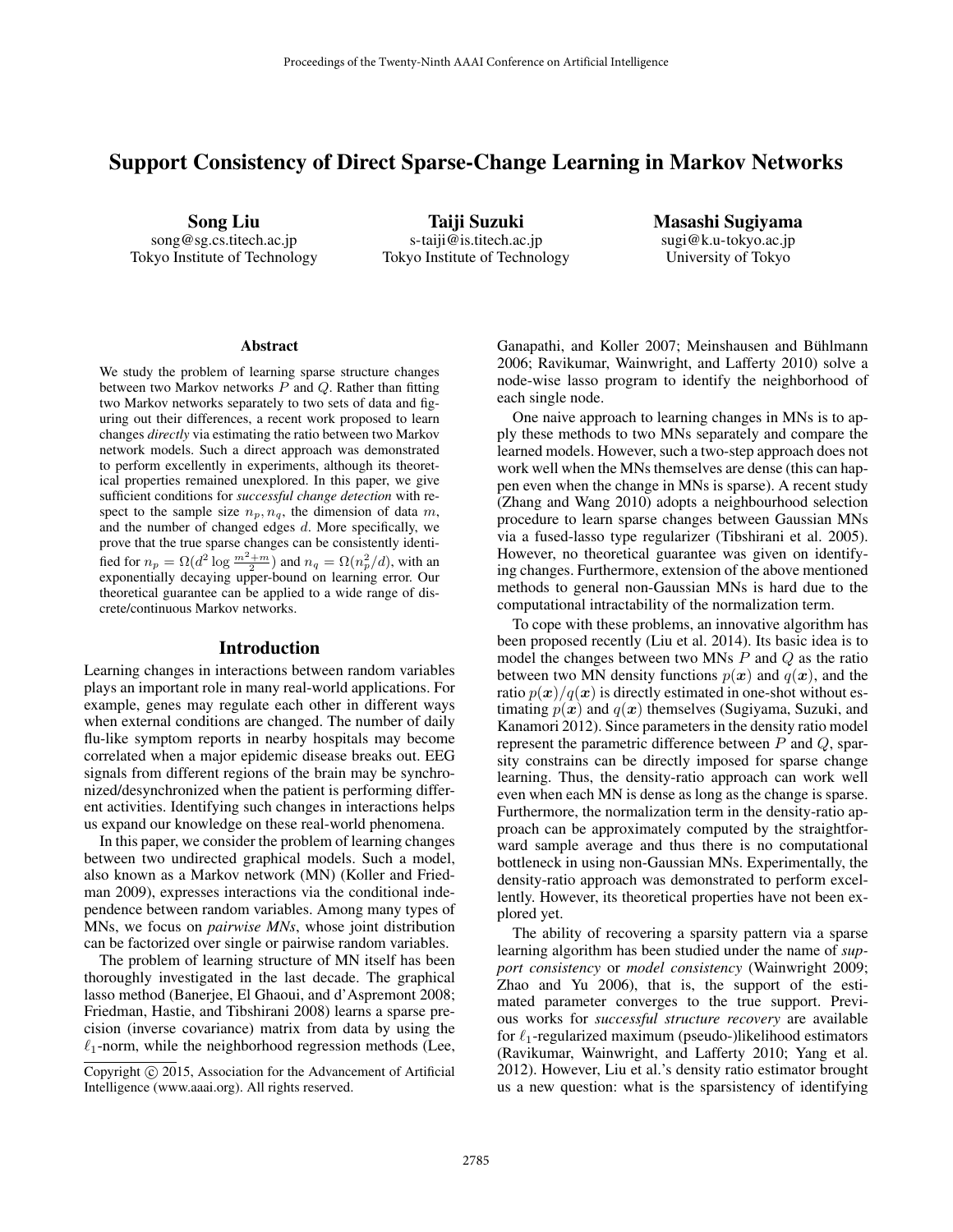# Support Consistency of Direct Sparse-Change Learning in Markov Networks

**Song Liu**
song@sg.cs.titech.ac.jp
Tokyo Institute of Technology

**Taiji Suzuki**
s-taiji@is.titech.ac.jp
Tokyo Institute of Technology

**Masashi Sugiyama**
sugi@k.u-tokyo.ac.jp
University of Tokyo

### Abstract

We study the problem of learning sparse structure changes between two Markov networks $P$ and $Q$. Rather than fitting two Markov networks separately to two sets of data and figuring out their differences, a recent work proposed to learn changes *directly* via estimating the ratio between two Markov network models. Such a direct approach was demonstrated to perform excellently in experiments, although its theoretical properties remained unexplored. In this paper, we give sufficient conditions for *successful change detection* with respect to the sample size $n_p, n_q$, the dimension of data $m$, and the number of changed edges $d$. More specifically, we prove that the true sparse changes can be consistently identified for $n_p = \Omega(d^2 \log \frac{m^2+m}{2})$ and $n_q = \Omega(n_p^2/d)$, with an exponentially decaying upper-bound on learning error. Our theoretical guarantee can be applied to a wide range of discrete/continuous Markov networks.

## Introduction

Learning changes in interactions between random variables plays an important role in many real-world applications. For example, genes may regulate each other in different ways when external conditions are changed. The number of daily flu-like symptom reports in nearby hospitals may become correlated when a major epidemic disease breaks out. EEG signals from different regions of the brain may be synchronized/desynchronized when the patient is performing different activities. Identifying such changes in interactions helps us expand our knowledge on these real-world phenomena.

In this paper, we consider the problem of learning changes between two undirected graphical models. Such a model, also known as a Markov network (MN) (Koller and Friedman 2009), expresses interactions via the conditional independence between random variables. Among many types of MNs, we focus on *pairwise MNs*, whose joint distribution can be factorized over single or pairwise random variables.

The problem of learning structure of MN itself has been thoroughly investigated in the last decade. The graphical lasso method (Banerjee, El Ghaoui, and d'Aspremont 2008; Friedman, Hastie, and Tibshirani 2008) learns a sparse precision (inverse covariance) matrix from data by using the $\ell_1$-norm, while the neighborhood regression methods (Lee, Ganapathi, and Koller 2007; Meinshausen and Bühlmann 2006; Ravikumar, Wainwright, and Lafferty 2010) solve a node-wise lasso program to identify the neighborhood of each single node.

One naive approach to learning changes in MNs is to apply these methods to two MNs separately and compare the learned models. However, such a two-step approach does not work well when the MNs themselves are dense (this can happen even when the change in MNs is sparse). A recent study (Zhang and Wang 2010) adopts a neighbourhood selection procedure to learn sparse changes between Gaussian MNs via a fused-lasso type regularizer (Tibshirani et al. 2005). However, no theoretical guarantee was given on identifying changes. Furthermore, extension of the above mentioned methods to general non-Gaussian MNs is hard due to the computational intractability of the normalization term.

To cope with these problems, an innovative algorithm has been proposed recently (Liu et al. 2014). Its basic idea is to model the changes between two MNs $P$ and $Q$ as the ratio between two MN density functions $p(\boldsymbol{x})$ and $q(\boldsymbol{x})$, and the ratio $p(\boldsymbol{x})/q(\boldsymbol{x})$ is directly estimated in one-shot without estimating $p(\boldsymbol{x})$ and $q(\boldsymbol{x})$ themselves (Sugiyama, Suzuki, and Kanamori 2012). Since parameters in the density ratio model represent the parametric difference between $P$ and $Q$, sparsity constrains can be directly imposed for sparse change learning. Thus, the density-ratio approach can work well even when each MN is dense as long as the change is sparse. Furthermore, the normalization term in the density-ratio approach can be approximately computed by the straightforward sample average and thus there is no computational bottleneck in using non-Gaussian MNs. Experimentally, the density-ratio approach was demonstrated to perform excellently. However, its theoretical properties have not been explored yet.

The ability of recovering a sparsity pattern via a sparse learning algorithm has been studied under the name of *support consistency* or *model consistency* (Wainwright 2009; Zhao and Yu 2006), that is, the support of the estimated parameter converges to the true support. Previous works for *successful structure recovery* are available for $\ell_1$-regularized maximum (pseudo-)likelihood estimators (Ravikumar, Wainwright, and Lafferty 2010; Yang et al. 2012). However, Liu et al.'s density ratio estimator brought us a new question: what is the sparsistency of identifying

---

Copyright © 2015, Association for the Advancement of Artificial Intelligence (www.aaai.org). All rights reserved.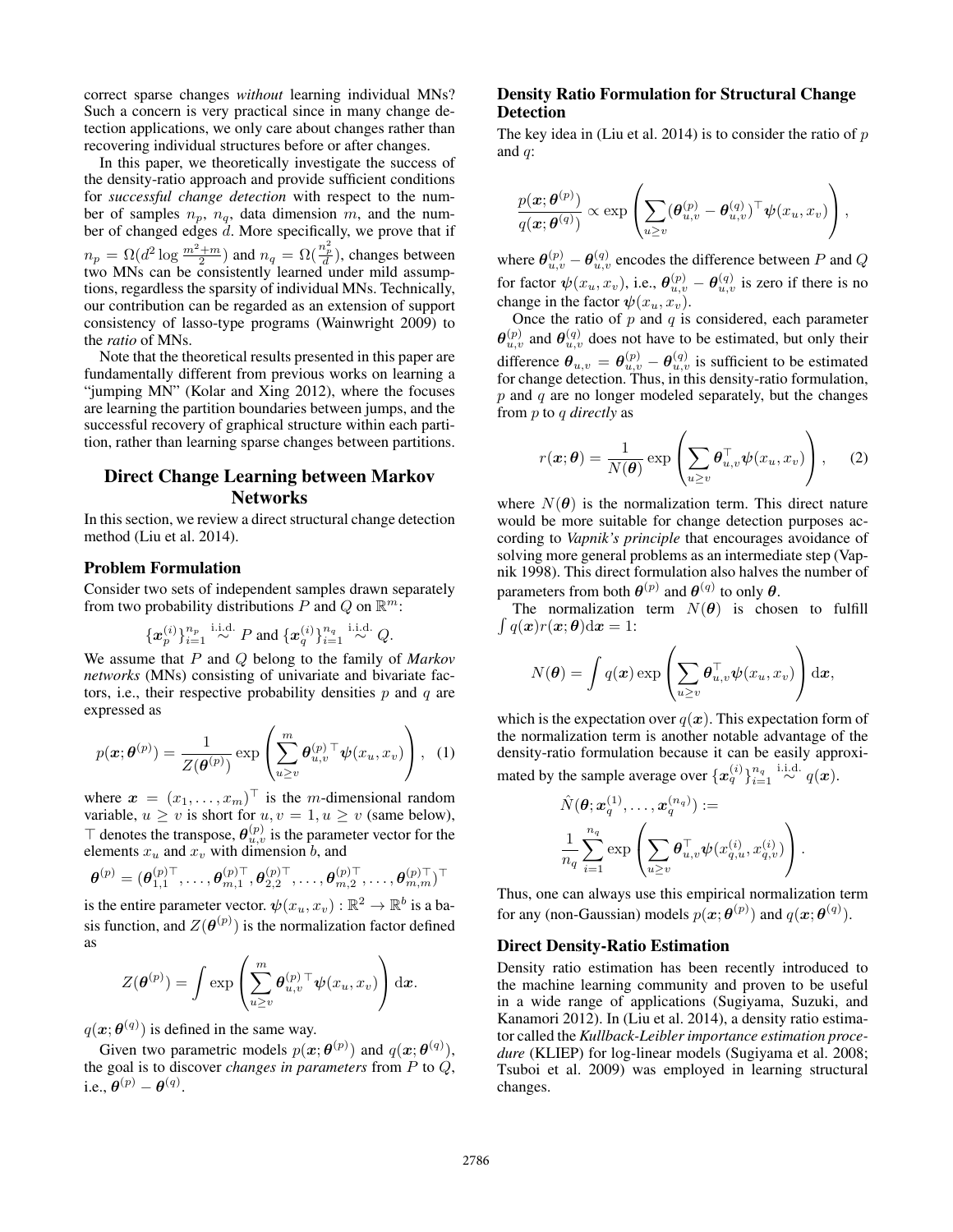correct sparse changes *without* learning individual MNs? Such a concern is very practical since in many change detection applications, we only care about changes rather than recovering individual structures before or after changes.

In this paper, we theoretically investigate the success of the density-ratio approach and provide sufficient conditions for *successful change detection* with respect to the number of samples $n_p$, $n_q$, data dimension $m$, and the number of changed edges $d$. More specifically, we prove that if $n_p = \Omega(d^2 \log \frac{m^2+m}{2})$ and $n_q = \Omega(\frac{n_p^2}{d})$, changes between two MNs can be consistently learned under mild assumptions, regardless the sparsity of individual MNs. Technically, our contribution can be regarded as an extension of support consistency of lasso-type programs (Wainwright 2009) to the *ratio* of MNs.

Note that the theoretical results presented in this paper are fundamentally different from previous works on learning a "jumping MN" (Kolar and Xing 2012), where the focuses are learning the partition boundaries between jumps, and the successful recovery of graphical structure within each partition, rather than learning sparse changes between partitions.

## Direct Change Learning between Markov Networks

In this section, we review a direct structural change detection method (Liu et al. 2014).

### Problem Formulation

Consider two sets of independent samples drawn separately from two probability distributions $P$ and $Q$ on $\mathbb{R}^m$:

$$\{\boldsymbol{x}_p^{(i)}\}_{i=1}^{n_p} \overset{\text{i.i.d.}}{\sim} P \text{ and } \{\boldsymbol{x}_q^{(i)}\}_{i=1}^{n_q} \overset{\text{i.i.d.}}{\sim} Q.$$

We assume that $P$ and $Q$ belong to the family of *Markov networks* (MNs) consisting of univariate and bivariate factors, i.e., their respective probability densities $p$ and $q$ are expressed as

$$p(\boldsymbol{x};\boldsymbol{\theta}^{(p)}) = \frac{1}{Z(\boldsymbol{\theta}^{(p)})} \exp\left(\sum_{u\geq v}^{m} \boldsymbol{\theta}_{u,v}^{(p)\top} \boldsymbol{\psi}(x_u, x_v)\right), \quad (1)$$

where $\boldsymbol{x} = (x_1, \ldots, x_m)^\top$ is the $m$-dimensional random variable, $u \geq v$ is short for $u, v = 1, u \geq v$ (same below), $\top$ denotes the transpose, $\boldsymbol{\theta}_{u,v}^{(p)}$ is the parameter vector for the elements $x_u$ and $x_v$ with dimension $b$, and

$$\boldsymbol{\theta}^{(p)} = (\boldsymbol{\theta}_{1,1}^{(p)\top}, \ldots, \boldsymbol{\theta}_{m,1}^{(p)\top}, \boldsymbol{\theta}_{2,2}^{(p)\top}, \ldots, \boldsymbol{\theta}_{m,2}^{(p)\top}, \ldots, \boldsymbol{\theta}_{m,m}^{(p)\top})^\top$$

is the entire parameter vector. $\boldsymbol{\psi}(x_u, x_v) : \mathbb{R}^2 \to \mathbb{R}^b$ is a basis function, and $Z(\boldsymbol{\theta}^{(p)})$ is the normalization factor defined as

$$Z(\boldsymbol{\theta}^{(p)}) = \int \exp\left(\sum_{u\geq v}^{m} \boldsymbol{\theta}_{u,v}^{(p)\top} \boldsymbol{\psi}(x_u, x_v)\right) \mathrm{d}\boldsymbol{x}.$$

$q(\boldsymbol{x};\boldsymbol{\theta}^{(q)})$ is defined in the same way.

Given two parametric models $p(\boldsymbol{x};\boldsymbol{\theta}^{(p)})$ and $q(\boldsymbol{x};\boldsymbol{\theta}^{(q)})$, the goal is to discover *changes in parameters* from $P$ to $Q$, i.e., $\boldsymbol{\theta}^{(p)} - \boldsymbol{\theta}^{(q)}$.

### Density Ratio Formulation for Structural Change Detection

The key idea in (Liu et al. 2014) is to consider the ratio of $p$ and $q$:

$$\frac{p(\boldsymbol{x};\boldsymbol{\theta}^{(p)})}{q(\boldsymbol{x};\boldsymbol{\theta}^{(q)})} \propto \exp\left(\sum_{u\geq v} (\boldsymbol{\theta}_{u,v}^{(p)} - \boldsymbol{\theta}_{u,v}^{(q)})^\top \boldsymbol{\psi}(x_u, x_v)\right),$$

where $\boldsymbol{\theta}_{u,v}^{(p)} - \boldsymbol{\theta}_{u,v}^{(q)}$ encodes the difference between $P$ and $Q$ for factor $\boldsymbol{\psi}(x_u, x_v)$, i.e., $\boldsymbol{\theta}_{u,v}^{(p)} - \boldsymbol{\theta}_{u,v}^{(q)}$ is zero if there is no change in the factor $\boldsymbol{\psi}(x_u, x_v)$.

Once the ratio of $p$ and $q$ is considered, each parameter $\boldsymbol{\theta}_{u,v}^{(p)}$ and $\boldsymbol{\theta}_{u,v}^{(q)}$ does not have to be estimated, but only their difference $\boldsymbol{\theta}_{u,v} = \boldsymbol{\theta}_{u,v}^{(p)} - \boldsymbol{\theta}_{u,v}^{(q)}$ is sufficient to be estimated for change detection. Thus, in this density-ratio formulation, $p$ and $q$ are no longer modeled separately, but the changes from $p$ to $q$ *directly* as

$$r(\boldsymbol{x};\boldsymbol{\theta}) = \frac{1}{N(\boldsymbol{\theta})} \exp\left(\sum_{u\geq v} \boldsymbol{\theta}_{u,v}^\top \boldsymbol{\psi}(x_u, x_v)\right), \quad (2)$$

where $N(\boldsymbol{\theta})$ is the normalization term. This direct nature would be more suitable for change detection purposes according to *Vapnik's principle* that encourages avoidance of solving more general problems as an intermediate step (Vapnik 1998). This direct formulation also halves the number of parameters from both $\boldsymbol{\theta}^{(p)}$ and $\boldsymbol{\theta}^{(q)}$ to only $\boldsymbol{\theta}$.

The normalization term $N(\boldsymbol{\theta})$ is chosen to fulfill $\int q(\boldsymbol{x}) r(\boldsymbol{x};\boldsymbol{\theta}) \mathrm{d}\boldsymbol{x} = 1$:

$$N(\boldsymbol{\theta}) = \int q(\boldsymbol{x}) \exp\left(\sum_{u\geq v} \boldsymbol{\theta}_{u,v}^\top \boldsymbol{\psi}(x_u, x_v)\right) \mathrm{d}\boldsymbol{x},$$

which is the expectation over $q(\boldsymbol{x})$. This expectation form of the normalization term is another notable advantage of the density-ratio formulation because it can be easily approximated by the sample average over $\{\boldsymbol{x}_q^{(i)}\}_{i=1}^{n_q} \overset{\text{i.i.d.}}{\sim} q(\boldsymbol{x})$.

$$\hat{N}(\boldsymbol{\theta}; \boldsymbol{x}_q^{(1)}, \ldots, \boldsymbol{x}_q^{(n_q)}) := \frac{1}{n_q} \sum_{i=1}^{n_q} \exp\left(\sum_{u\geq v} \boldsymbol{\theta}_{u,v}^\top \boldsymbol{\psi}(x_{q,u}^{(i)}, x_{q,v}^{(i)})\right).$$

Thus, one can always use this empirical normalization term for any (non-Gaussian) models $p(\boldsymbol{x};\boldsymbol{\theta}^{(p)})$ and $q(\boldsymbol{x};\boldsymbol{\theta}^{(q)})$.

### Direct Density-Ratio Estimation

Density ratio estimation has been recently introduced to the machine learning community and proven to be useful in a wide range of applications (Sugiyama, Suzuki, and Kanamori 2012). In (Liu et al. 2014), a density ratio estimator called the *Kullback-Leibler importance estimation procedure* (KLIEP) for log-linear models (Sugiyama et al. 2008; Tsuboi et al. 2009) was employed in learning structural changes.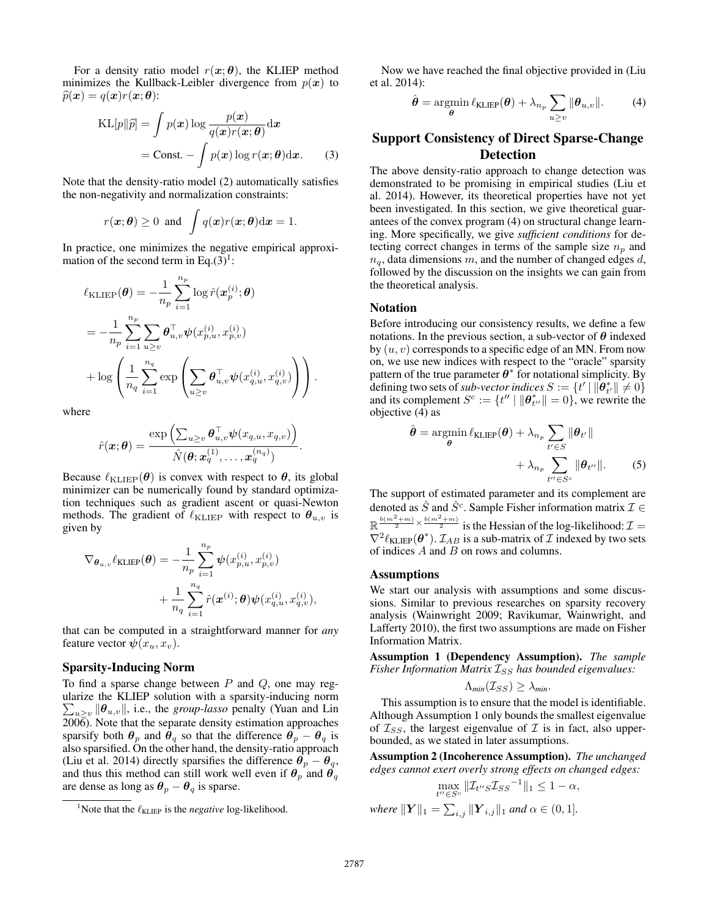For a density ratio model $r(\boldsymbol{x};\boldsymbol{\theta})$, the KLIEP method minimizes the Kullback-Leibler divergence from $p(\boldsymbol{x})$ to $\widehat{p}(\boldsymbol{x}) = q(\boldsymbol{x})r(\boldsymbol{x};\boldsymbol{\theta})$:

$$
\begin{aligned}
\mathrm{KL}[p\|\widehat{p}] &= \int p(\boldsymbol{x}) \log \frac{p(\boldsymbol{x})}{q(\boldsymbol{x})r(\boldsymbol{x};\boldsymbol{\theta})} \mathrm{d}\boldsymbol{x} \\
&= \text{Const.} - \int p(\boldsymbol{x}) \log r(\boldsymbol{x};\boldsymbol{\theta}) \mathrm{d}\boldsymbol{x}. \qquad (3)
\end{aligned}
$$

Note that the density-ratio model (2) automatically satisfies the non-negativity and normalization constraints:

$$
r(\boldsymbol{x};\boldsymbol{\theta}) \geq 0 \text{ and } \int q(\boldsymbol{x})r(\boldsymbol{x};\boldsymbol{\theta})\mathrm{d}\boldsymbol{x} = 1.
$$

In practice, one minimizes the negative empirical approximation of the second term in Eq.(3)[1]:

$$
\begin{aligned}
&\ell_{\mathrm{KLIEP}}(\boldsymbol{\theta}) = -\frac{1}{n_p}\sum_{i=1}^{n_p} \log \hat{r}(\boldsymbol{x}_p^{(i)};\boldsymbol{\theta}) \\
&= -\frac{1}{n_p}\sum_{i=1}^{n_p}\sum_{u\geq v} \boldsymbol{\theta}_{u,v}^\top \boldsymbol{\psi}(x_{p,u}^{(i)}, x_{p,v}^{(i)}) \\
&+ \log\left(\frac{1}{n_q}\sum_{i=1}^{n_q}\exp\left(\sum_{u\geq v}\boldsymbol{\theta}_{u,v}^\top \boldsymbol{\psi}(x_{q,u}^{(i)}, x_{q,v}^{(i)})\right)\right).
\end{aligned}
$$

where

$$
\hat{r}(\boldsymbol{x};\boldsymbol{\theta}) = \frac{\exp\left(\sum_{u\geq v}\boldsymbol{\theta}_{u,v}^\top \boldsymbol{\psi}(x_{q,u}, x_{q,v})\right)}{\hat{N}(\boldsymbol{\theta};\boldsymbol{x}_q^{(1)},\ldots,\boldsymbol{x}_q^{(n_q)})}.
$$

Because $\ell_{\mathrm{KLIEP}}(\boldsymbol{\theta})$ is convex with respect to $\boldsymbol{\theta}$, its global minimizer can be numerically found by standard optimization techniques such as gradient ascent or quasi-Newton methods. The gradient of $\ell_{\mathrm{KLIEP}}$ with respect to $\boldsymbol{\theta}_{u,v}$ is given by

$$
\begin{aligned}
\nabla_{\boldsymbol{\theta}_{u,v}}\ell_{\mathrm{KLIEP}}(\boldsymbol{\theta}) = &-\frac{1}{n_p}\sum_{i=1}^{n_p}\boldsymbol{\psi}(x_{p,u}^{(i)}, x_{p,v}^{(i)}) \\
&+ \frac{1}{n_q}\sum_{i=1}^{n_q}\hat{r}(\boldsymbol{x}^{(i)};\boldsymbol{\theta})\boldsymbol{\psi}(x_{q,u}^{(i)}, x_{q,v}^{(i)}),
\end{aligned}
$$

that can be computed in a straightforward manner for *any* feature vector $\boldsymbol{\psi}(x_u, x_v)$.

### Sparsity-Inducing Norm

To find a sparse change between $P$ and $Q$, one may regularize the KLIEP solution with a sparsity-inducing norm $\sum_{u\geq v}\|\boldsymbol{\theta}_{u,v}\|$, i.e., the *group-lasso* penalty (Yuan and Lin 2006). Note that the separate density estimation approaches sparsify both $\boldsymbol{\theta}_p$ and $\boldsymbol{\theta}_q$ so that the difference $\boldsymbol{\theta}_p - \boldsymbol{\theta}_q$ is also sparsified. On the other hand, the density-ratio approach (Liu et al. 2014) directly sparsifies the difference $\boldsymbol{\theta}_p - \boldsymbol{\theta}_q$, and thus this method can still work well even if $\boldsymbol{\theta}_p$ and $\boldsymbol{\theta}_q$ are dense as long as $\boldsymbol{\theta}_p - \boldsymbol{\theta}_q$ is sparse.

[1]Note that the $\ell_{\mathrm{KLIEP}}$ is the *negative* log-likelihood.

Now we have reached the final objective provided in (Liu et al. 2014):

$$
\hat{\boldsymbol{\theta}} = \underset{\boldsymbol{\theta}}{\operatorname{argmin}}\, \ell_{\mathrm{KLIEP}}(\boldsymbol{\theta}) + \lambda_{n_p}\sum_{u\geq v}\|\boldsymbol{\theta}_{u,v}\|. \qquad (4)
$$

## Support Consistency of Direct Sparse-Change Detection

The above density-ratio approach to change detection was demonstrated to be promising in empirical studies (Liu et al. 2014). However, its theoretical properties have not yet been investigated. In this section, we give theoretical guarantees of the convex program (4) on structural change learning. More specifically, we give *sufficient conditions* for detecting correct changes in terms of the sample size $n_p$ and $n_q$, data dimensions $m$, and the number of changed edges $d$, followed by the discussion on the insights we can gain from the theoretical analysis.

### Notation

Before introducing our consistency results, we define a few notations. In the previous section, a sub-vector of $\boldsymbol{\theta}$ indexed by $(u, v)$ corresponds to a specific edge of an MN. From now on, we use new indices with respect to the "oracle" sparsity pattern of the true parameter $\boldsymbol{\theta}^*$ for notational simplicity. By defining two sets of *sub-vector indices* $S := \{t' \mid \|\boldsymbol{\theta}_{t'}^*\| \neq 0\}$ and its complement $S^c := \{t'' \mid \|\boldsymbol{\theta}_{t''}^*\| = 0\}$, we rewrite the objective (4) as

$$
\begin{aligned}
\hat{\boldsymbol{\theta}} = \underset{\boldsymbol{\theta}}{\operatorname{argmin}}\, \ell_{\mathrm{KLIEP}}(\boldsymbol{\theta}) &+ \lambda_{n_p}\sum_{t'\in S}\|\boldsymbol{\theta}_{t'}\| \\
&+ \lambda_{n_p}\sum_{t''\in S^c}\|\boldsymbol{\theta}_{t''}\|. \qquad (5)
\end{aligned}
$$

The support of estimated parameter and its complement are denoted as $\hat{S}$ and $\hat{S}^c$. Sample Fisher information matrix $\mathcal{I} \in \mathbb{R}^{\frac{b(m^2+m)}{2}\times\frac{b(m^2+m)}{2}}$ is the Hessian of the log-likelihood: $\mathcal{I} = \nabla^2\ell_{\mathrm{KLIEP}}(\boldsymbol{\theta}^*)$. $\mathcal{I}_{AB}$ is a sub-matrix of $\mathcal{I}$ indexed by two sets of indices $A$ and $B$ on rows and columns.

### Assumptions

We start our analysis with assumptions and some discussions. Similar to previous researches on sparsity recovery analysis (Wainwright 2009; Ravikumar, Wainwright, and Lafferty 2010), the first two assumptions are made on Fisher Information Matrix.

**Assumption 1 (Dependency Assumption).** *The sample Fisher Information Matrix $\mathcal{I}_{SS}$ has bounded eigenvalues:*

$$
\Lambda_{min}(\mathcal{I}_{SS}) \geq \lambda_{min}.
$$

This assumption is to ensure that the model is identifiable. Although Assumption 1 only bounds the smallest eigenvalue of $\mathcal{I}_{SS}$, the largest eigenvalue of $\mathcal{I}$ is in fact, also upper-bounded, as we stated in later assumptions.

**Assumption 2 (Incoherence Assumption).** *The unchanged edges cannot exert overly strong effects on changed edges:*

$$
\max_{t''\in S^c}\|\mathcal{I}_{t''S}\mathcal{I}_{SS}^{-1}\|_1 \leq 1-\alpha,
$$

*where $\|\boldsymbol{Y}\|_1 = \sum_{i,j}\|\boldsymbol{Y}_{i,j}\|_1$ and $\alpha \in (0, 1]$.*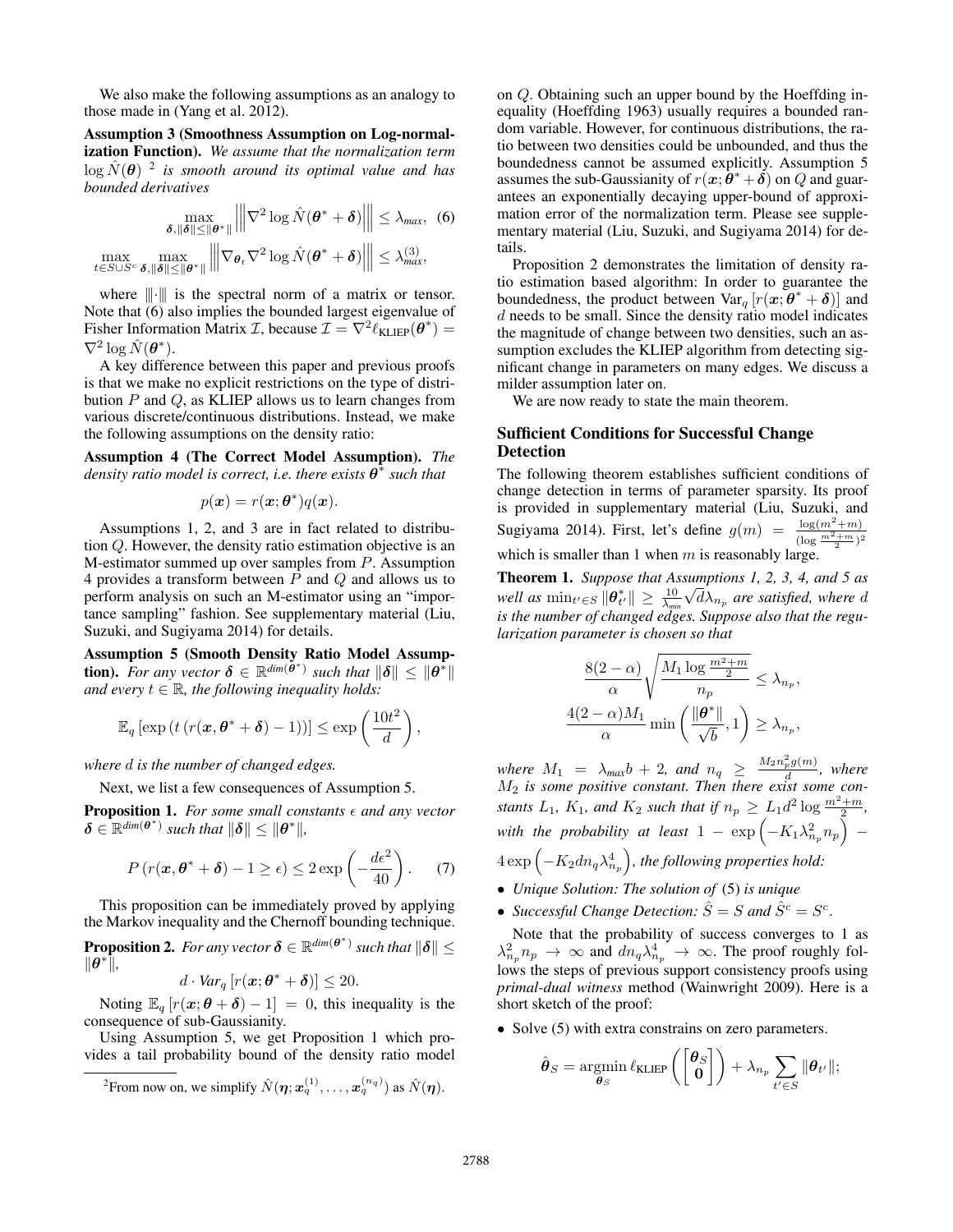We also make the following assumptions as an analogy to those made in (Yang et al. 2012).

**Assumption 3 (Smoothness Assumption on Log-normalization Function).** *We assume that the normalization term* $\log \hat{N}(\boldsymbol{\theta})$ [2] *is smooth around its optimal value and has bounded derivatives*

$$\max_{\boldsymbol{\delta}, \|\boldsymbol{\delta}\| \leq \|\boldsymbol{\theta}^*\|} \left\| \nabla^2 \log \hat{N}(\boldsymbol{\theta}^* + \boldsymbol{\delta}) \right\| \leq \lambda_{max}, \quad (6)$$

$$\max_{t \in S \cup S^c} \max_{\boldsymbol{\delta}, \|\boldsymbol{\delta}\| \leq \|\boldsymbol{\theta}^*\|} \left\| \nabla_{\boldsymbol{\theta}_t} \nabla^2 \log \hat{N}(\boldsymbol{\theta}^* + \boldsymbol{\delta}) \right\| \leq \lambda_{max}^{(3)},$$

where $|||\cdot|||$ is the spectral norm of a matrix or tensor. Note that (6) also implies the bounded largest eigenvalue of Fisher Information Matrix $\mathcal{I}$, because $\mathcal{I} = \nabla^2 \ell_{\text{KLIEP}}(\boldsymbol{\theta}^*) = \nabla^2 \log \hat{N}(\boldsymbol{\theta}^*)$.

A key difference between this paper and previous proofs is that we make no explicit restrictions on the type of distribution $P$ and $Q$, as KLIEP allows us to learn changes from various discrete/continuous distributions. Instead, we make the following assumptions on the density ratio:

**Assumption 4 (The Correct Model Assumption).** *The density ratio model is correct, i.e. there exists* $\boldsymbol{\theta}^*$ *such that*

$$p(\boldsymbol{x}) = r(\boldsymbol{x}; \boldsymbol{\theta}^*) q(\boldsymbol{x}).$$

Assumptions 1, 2, and 3 are in fact related to distribution $Q$. However, the density ratio estimation objective is an M-estimator summed up over samples from $P$. Assumption 4 provides a transform between $P$ and $Q$ and allows us to perform analysis on such an M-estimator using an "importance sampling" fashion. See supplementary material (Liu, Suzuki, and Sugiyama 2014) for details.

**Assumption 5 (Smooth Density Ratio Model Assumption).** *For any vector* $\boldsymbol{\delta} \in \mathbb{R}^{dim(\boldsymbol{\theta}^*)}$ *such that* $\|\boldsymbol{\delta}\| \leq \|\boldsymbol{\theta}^*\|$ *and every* $t \in \mathbb{R}$*, the following inequality holds:*

$$\mathbb{E}_q \left[ \exp\left( t \left( r(\boldsymbol{x}, \boldsymbol{\theta}^* + \boldsymbol{\delta}) - 1 \right) \right) \right] \leq \exp\left( \frac{10 t^2}{d} \right),$$

*where* $d$ *is the number of changed edges.*

Next, we list a few consequences of Assumption 5.

**Proposition 1.** *For some small constants* $\epsilon$ *and any vector* $\boldsymbol{\delta} \in \mathbb{R}^{dim(\boldsymbol{\theta}^*)}$ *such that* $\|\boldsymbol{\delta}\| \leq \|\boldsymbol{\theta}^*\|$*,*

$$P\left( r(\boldsymbol{x}, \boldsymbol{\theta}^* + \boldsymbol{\delta}) - 1 \geq \epsilon \right) \leq 2 \exp\left( -\frac{d\epsilon^2}{40} \right). \quad (7)$$

This proposition can be immediately proved by applying the Markov inequality and the Chernoff bounding technique.

**Proposition 2.** *For any vector* $\boldsymbol{\delta} \in \mathbb{R}^{dim(\boldsymbol{\theta}^*)}$ *such that* $\|\boldsymbol{\delta}\| \leq \|\boldsymbol{\theta}^*\|$*,*

$$d \cdot \mathit{Var}_q \left[ r(\boldsymbol{x}; \boldsymbol{\theta}^* + \boldsymbol{\delta}) \right] \leq 20.$$

Noting $\mathbb{E}_q \left[ r(\boldsymbol{x}; \boldsymbol{\theta} + \boldsymbol{\delta}) - 1 \right] = 0$, this inequality is the consequence of sub-Gaussianity.

Using Assumption 5, we get Proposition 1 which provides a tail probability bound of the density ratio model on $Q$. Obtaining such an upper bound by the Hoeffding inequality (Hoeffding 1963) usually requires a bounded random variable. However, for continuous distributions, the ratio between two densities could be unbounded, and thus the boundedness cannot be assumed explicitly. Assumption 5 assumes the sub-Gaussianity of $r(\boldsymbol{x}; \boldsymbol{\theta}^* + \boldsymbol{\delta})$ on $Q$ and guarantees an exponentially decaying upper-bound of approximation error of the normalization term. Please see supplementary material (Liu, Suzuki, and Sugiyama 2014) for details.

Proposition 2 demonstrates the limitation of density ratio estimation based algorithm: In order to guarantee the boundedness, the product between $\text{Var}_q \left[ r(\boldsymbol{x}; \boldsymbol{\theta}^* + \boldsymbol{\delta}) \right]$ and $d$ needs to be small. Since the density ratio model indicates the magnitude of change between two densities, such an assumption excludes the KLIEP algorithm from detecting significant change in parameters on many edges. We discuss a milder assumption later on.

We are now ready to state the main theorem.

## Sufficient Conditions for Successful Change Detection

The following theorem establishes sufficient conditions of change detection in terms of parameter sparsity. Its proof is provided in supplementary material (Liu, Suzuki, and Sugiyama 2014). First, let's define $g(m) = \frac{\log(m^2+m)}{(\log \frac{m^2+m}{2})^2}$ which is smaller than 1 when $m$ is reasonably large.

**Theorem 1.** *Suppose that Assumptions 1, 2, 3, 4, and 5 as well as* $\min_{t' \in S} \|\boldsymbol{\theta}_{t'}^*\| \geq \frac{10}{\lambda_{min}} \sqrt{d} \lambda_{n_p}$ *are satisfied, where* $d$ *is the number of changed edges. Suppose also that the regularization parameter is chosen so that*

$$\frac{8(2-\alpha)}{\alpha} \sqrt{\frac{M_1 \log \frac{m^2+m}{2}}{n_p}} \leq \lambda_{n_p},$$

$$\frac{4(2-\alpha)M_1}{\alpha} \min\left( \frac{\|\boldsymbol{\theta}^*\|}{\sqrt{b}}, 1 \right) \geq \lambda_{n_p},$$

*where* $M_1 = \lambda_{max} b + 2$*, and* $n_q \geq \frac{M_2 n_p^2 g(m)}{d}$*, where* $M_2$ *is some positive constant. Then there exist some constants* $L_1$*,* $K_1$*, and* $K_2$ *such that if* $n_p \geq L_1 d^2 \log \frac{m^2+m}{2}$*, with the probability at least* $1 - \exp\left( -K_1 \lambda_{n_p}^2 n_p \right) - 4\exp\left( -K_2 d n_q \lambda_{n_p}^4 \right)$*, the following properties hold:*

- *Unique Solution: The solution of* (5) *is unique*
- *Successful Change Detection:* $\hat{S} = S$ *and* $\hat{S}^c = S^c$*.*

Note that the probability of success converges to 1 as $\lambda_{n_p}^2 n_p \to \infty$ and $d n_q \lambda_{n_p}^4 \to \infty$. The proof roughly follows the steps of previous support consistency proofs using *primal-dual witness* method (Wainwright 2009). Here is a short sketch of the proof:

- Solve (5) with extra constrains on zero parameters.

$$\hat{\boldsymbol{\theta}}_S = \operatorname*{argmin}_{\boldsymbol{\theta}_S} \ell_{\text{KLIEP}} \left( \begin{bmatrix} \boldsymbol{\theta}_S \\ \boldsymbol{0} \end{bmatrix} \right) + \lambda_{n_p} \sum_{t' \in S} \|\boldsymbol{\theta}_{t'}\|;$$

[2] From now on, we simplify $\hat{N}(\boldsymbol{\eta}; \boldsymbol{x}_q^{(1)}, \ldots, \boldsymbol{x}_q^{(n_q)})$ as $\hat{N}(\boldsymbol{\eta})$.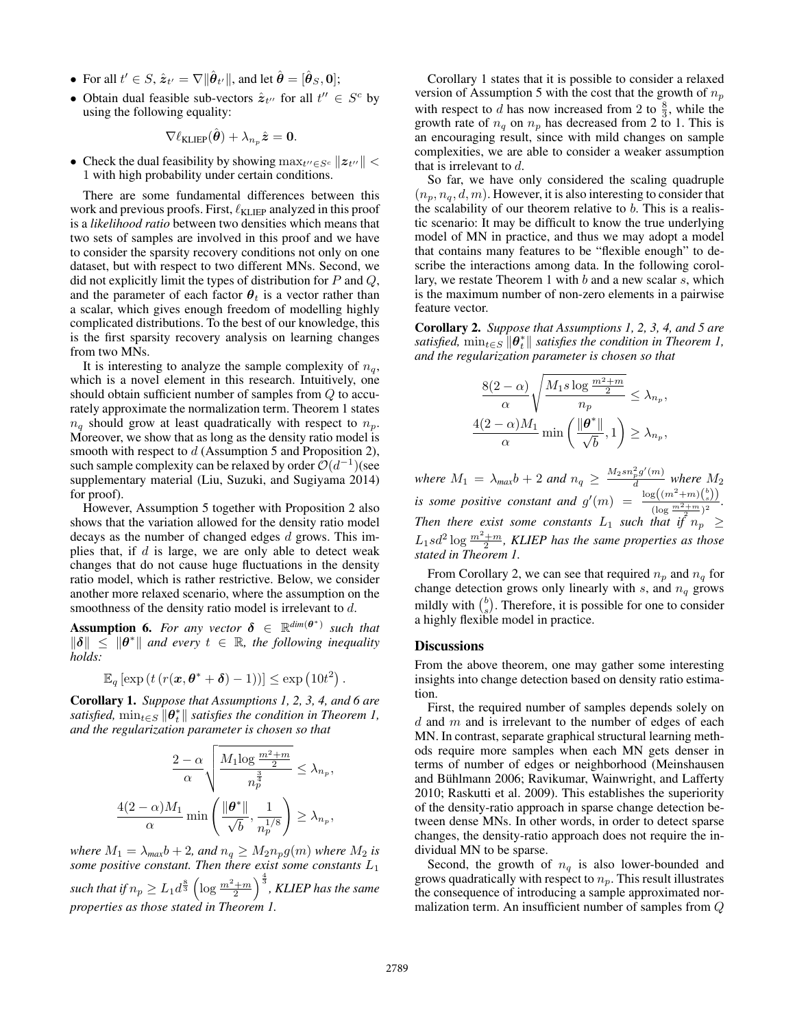- For all $t' \in S$, $\hat{\boldsymbol{z}}_{t'} = \nabla \|\hat{\boldsymbol{\theta}}_{t'}\|$, and let $\hat{\boldsymbol{\theta}} = [\hat{\boldsymbol{\theta}}_S, \mathbf{0}]$;
- Obtain dual feasible sub-vectors $\hat{\boldsymbol{z}}_{t''}$ for all $t'' \in S^c$ by using the following equality:

$$\nabla \ell_{\text{KLIEP}}(\hat{\boldsymbol{\theta}}) + \lambda_{n_p} \hat{\boldsymbol{z}} = \mathbf{0}.$$

- Check the dual feasibility by showing $\max_{t'' \in S^c} \|\boldsymbol{z}_{t''}\| < 1$ with high probability under certain conditions.

There are some fundamental differences between this work and previous proofs. First, $\ell_{\text{KLIEP}}$ analyzed in this proof is a *likelihood ratio* between two densities which means that two sets of samples are involved in this proof and we have to consider the sparsity recovery conditions not only on one dataset, but with respect to two different MNs. Second, we did not explicitly limit the types of distribution for $P$ and $Q$, and the parameter of each factor $\boldsymbol{\theta}_t$ is a vector rather than a scalar, which gives enough freedom of modelling highly complicated distributions. To the best of our knowledge, this is the first sparsity recovery analysis on learning changes from two MNs.

It is interesting to analyze the sample complexity of $n_q$, which is a novel element in this research. Intuitively, one should obtain sufficient number of samples from $Q$ to accurately approximate the normalization term. Theorem 1 states $n_q$ should grow at least quadratically with respect to $n_p$. Moreover, we show that as long as the density ratio model is smooth with respect to $d$ (Assumption 5 and Proposition 2), such sample complexity can be relaxed by order $\mathcal{O}(d^{-1})$(see supplementary material (Liu, Suzuki, and Sugiyama 2014) for proof).

However, Assumption 5 together with Proposition 2 also shows that the variation allowed for the density ratio model decays as the number of changed edges $d$ grows. This implies that, if $d$ is large, we are only able to detect weak changes that do not cause huge fluctuations in the density ratio model, which is rather restrictive. Below, we consider another more relaxed scenario, where the assumption on the smoothness of the density ratio model is irrelevant to $d$.

**Assumption 6.** *For any vector $\boldsymbol{\delta} \in \mathbb{R}^{dim(\boldsymbol{\theta}^*)}$ such that $\|\boldsymbol{\delta}\| \leq \|\boldsymbol{\theta}^*\|$ and every $t \in \mathbb{R}$, the following inequality holds:*

$$\mathbb{E}_q \left[\exp\left(t\left(r(\boldsymbol{x}, \boldsymbol{\theta}^* + \boldsymbol{\delta}) - 1\right)\right)\right] \leq \exp\left(10t^2\right).$$

**Corollary 1.** *Suppose that Assumptions 1, 2, 3, 4, and 6 are satisfied, $\min_{t \in S} \|\boldsymbol{\theta}^*_t\|$ satisfies the condition in Theorem 1, and the regularization parameter is chosen so that*

$$\frac{2-\alpha}{\alpha}\sqrt{\frac{M_1 \log \frac{m^2+m}{2}}{n_p^{\frac{3}{4}}}} \leq \lambda_{n_p},$$

$$\frac{4(2-\alpha)M_1}{\alpha}\min\left(\frac{\|\boldsymbol{\theta}^*\|}{\sqrt{b}}, \frac{1}{n_p^{1/8}}\right) \geq \lambda_{n_p},$$

*where $M_1 = \lambda_{max} b + 2$, and $n_q \geq M_2 n_p g(m)$ where $M_2$ is some positive constant. Then there exist some constants $L_1$ such that if $n_p \geq L_1 d^{\frac{8}{3}} \left(\log \frac{m^2+m}{2}\right)^{\frac{4}{3}}$, KLIEP has the same properties as those stated in Theorem 1.*

Corollary 1 states that it is possible to consider a relaxed version of Assumption 5 with the cost that the growth of $n_p$ with respect to $d$ has now increased from 2 to $\frac{8}{3}$, while the growth rate of $n_q$ on $n_p$ has decreased from 2 to 1. This is an encouraging result, since with mild changes on sample complexities, we are able to consider a weaker assumption that is irrelevant to $d$.

So far, we have only considered the scaling quadruple $(n_p, n_q, d, m)$. However, it is also interesting to consider that the scalability of our theorem relative to $b$. This is a realistic scenario: It may be difficult to know the true underlying model of MN in practice, and thus we may adopt a model that contains many features to be "flexible enough" to describe the interactions among data. In the following corollary, we restate Theorem 1 with $b$ and a new scalar $s$, which is the maximum number of non-zero elements in a pairwise feature vector.

**Corollary 2.** *Suppose that Assumptions 1, 2, 3, 4, and 5 are satisfied, $\min_{t \in S} \|\boldsymbol{\theta}^*_t\|$ satisfies the condition in Theorem 1, and the regularization parameter is chosen so that*

$$\frac{8(2-\alpha)}{\alpha}\sqrt{\frac{M_1 s \log \frac{m^2+m}{2}}{n_p}} \leq \lambda_{n_p},$$

$$\frac{4(2-\alpha)M_1}{\alpha}\min\left(\frac{\|\boldsymbol{\theta}^*\|}{\sqrt{b}}, 1\right) \geq \lambda_{n_p},$$

*where $M_1 = \lambda_{max} b + 2$ and $n_q \geq \frac{M_2 s n_p^2 g'(m)}{d}$ where $M_2$ is some positive constant and $g'(m) = \frac{\log\left((m^2+m)\binom{b}{s}\right)}{(\log \frac{m^2+m}{2})^2}$. Then there exist some constants $L_1$ such that if $n_p \geq L_1 s d^2 \log \frac{m^2+m}{2}$, KLIEP has the same properties as those stated in Theorem 1.*

From Corollary 2, we can see that required $n_p$ and $n_q$ for change detection grows only linearly with $s$, and $n_q$ grows mildly with $\binom{b}{s}$. Therefore, it is possible for one to consider a highly flexible model in practice.

## Discussions

From the above theorem, one may gather some interesting insights into change detection based on density ratio estimation.

First, the required number of samples depends solely on $d$ and $m$ and is irrelevant to the number of edges of each MN. In contrast, separate graphical structural learning methods require more samples when each MN gets denser in terms of number of edges or neighborhood (Meinshausen and Bühlmann 2006; Ravikumar, Wainwright, and Lafferty 2010; Raskutti et al. 2009). This establishes the superiority of the density-ratio approach in sparse change detection between dense MNs. In other words, in order to detect sparse changes, the density-ratio approach does not require the individual MN to be sparse.

Second, the growth of $n_q$ is also lower-bounded and grows quadratically with respect to $n_p$. This result illustrates the consequence of introducing a sample approximated normalization term. An insufficient number of samples from $Q$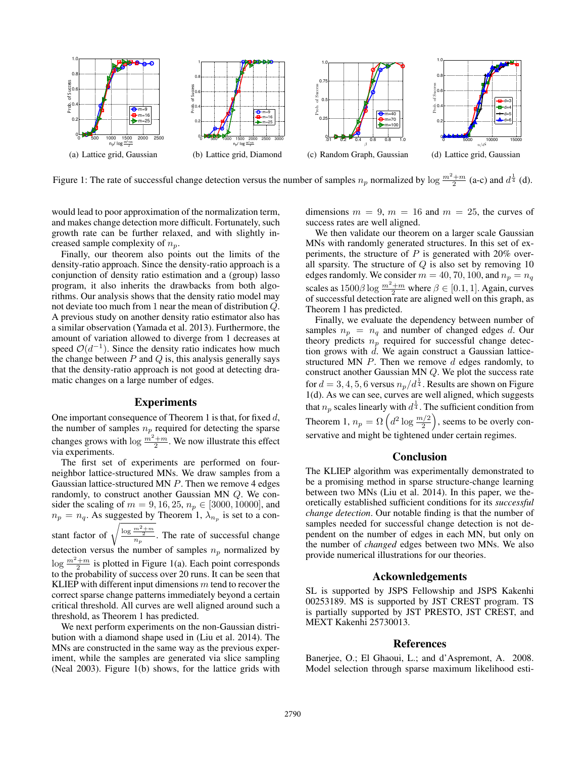(a) Lattice grid, Gaussian

(b) Lattice grid, Diamond

(c) Random Graph, Gaussian

(d) Lattice grid, Gaussian

Figure 1: The rate of successful change detection versus the number of samples $n_p$ normalized by $\log \frac{m^2+m}{2}$ (a-c) and $d^{\frac{1}{4}}$ (d).

would lead to poor approximation of the normalization term, and makes change detection more difficult. Fortunately, such growth rate can be further relaxed, and with slightly increased sample complexity of $n_p$.

Finally, our theorem also points out the limits of the density-ratio approach. Since the density-ratio approach is a conjunction of density ratio estimation and a (group) lasso program, it also inherits the drawbacks from both algorithms. Our analysis shows that the density ratio model may not deviate too much from 1 near the mean of distribution $Q$. A previous study on another density ratio estimator also has a similar observation (Yamada et al. 2013). Furthermore, the amount of variation allowed to diverge from 1 decreases at speed $\mathcal{O}(d^{-1})$. Since the density ratio indicates how much the change between $P$ and $Q$ is, this analysis generally says that the density-ratio approach is not good at detecting dramatic changes on a large number of edges.

## Experiments

One important consequence of Theorem 1 is that, for fixed $d$, the number of samples $n_p$ required for detecting the sparse changes grows with $\log \frac{m^2+m}{2}$. We now illustrate this effect via experiments.

The first set of experiments are performed on four-neighbor lattice-structured MNs. We draw samples from a Gaussian lattice-structured MN $P$. Then we remove 4 edges randomly, to construct another Gaussian MN $Q$. We consider the scaling of $m = 9, 16, 25$, $n_p \in [3000, 10000]$, and $n_p = n_q$. As suggested by Theorem 1, $\lambda_{n_p}$ is set to a constant factor of $\sqrt{\frac{\log \frac{m^2+m}{2}}{n_p}}$. The rate of successful change detection versus the number of samples $n_p$ normalized by $\log \frac{m^2+m}{2}$ is plotted in Figure 1(a). Each point corresponds to the probability of success over 20 runs. It can be seen that KLIEP with different input dimensions $m$ tend to recover the correct sparse change patterns immediately beyond a certain critical threshold. All curves are well aligned around such a threshold, as Theorem 1 has predicted.

We next perform experiments on the non-Gaussian distribution with a diamond shape used in (Liu et al. 2014). The MNs are constructed in the same way as the previous experiment, while the samples are generated via slice sampling (Neal 2003). Figure 1(b) shows, for the lattice grids with dimensions $m = 9$, $m = 16$ and $m = 25$, the curves of success rates are well aligned.

We then validate our theorem on a larger scale Gaussian MNs with randomly generated structures. In this set of experiments, the structure of $P$ is generated with 20% overall sparsity. The structure of $Q$ is also set by removing 10 edges randomly. We consider $m = 40, 70, 100$, and $n_p = n_q$ scales as $1500\beta \log \frac{m^2+m}{2}$ where $\beta \in [0.1, 1]$. Again, curves of successful detection rate are aligned well on this graph, as Theorem 1 has predicted.

Finally, we evaluate the dependency between number of samples $n_p = n_q$ and number of changed edges $d$. Our theory predicts $n_p$ required for successful change detection grows with $d$. We again construct a Gaussian lattice-structured MN $P$. Then we remove $d$ edges randomly, to construct another Gaussian MN $Q$. We plot the success rate for $d = 3, 4, 5, 6$ versus $n_p/d^{\frac{1}{4}}$. Results are shown on Figure 1(d). As we can see, curves are well aligned, which suggests that $n_p$ scales linearly with $d^{\frac{1}{4}}$. The sufficient condition from Theorem 1, $n_p = \Omega\left(d^2 \log \frac{m/2}{2}\right)$, seems to be overly conservative and might be tightened under certain regimes.

## Conclusion

The KLIEP algorithm was experimentally demonstrated to be a promising method in sparse structure-change learning between two MNs (Liu et al. 2014). In this paper, we theoretically established sufficient conditions for its *successful change detection*. Our notable finding is that the number of samples needed for successful change detection is not dependent on the number of edges in each MN, but only on the number of *changed* edges between two MNs. We also provide numerical illustrations for our theories.

## Acknowledgements

SL is supported by JSPS Fellowship and JSPS Kakenhi 00253189. MS is supported by JST CREST program. TS is partially supported by JST PRESTO, JST CREST, and MEXT Kakenhi 25730013.

## References

Banerjee, O.; El Ghaoui, L.; and d'Aspremont, A. 2008. Model selection through sparse maximum likelihood esti-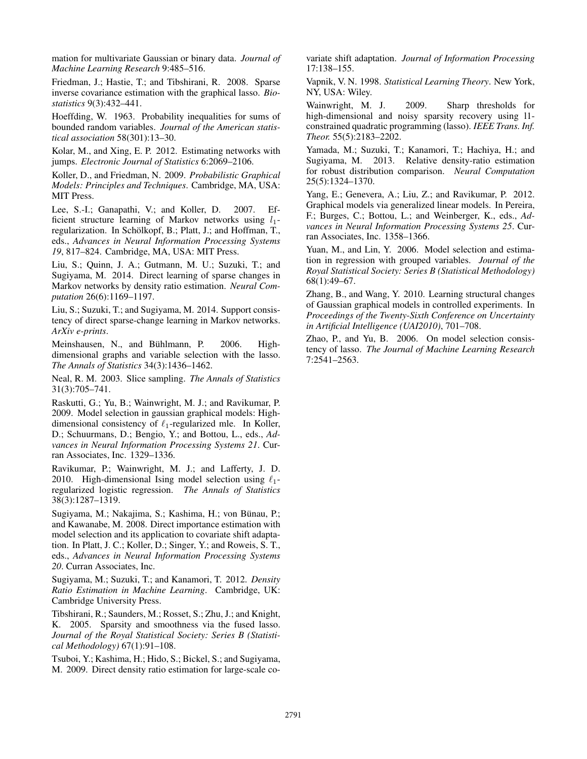mation for multivariate Gaussian or binary data. *Journal of Machine Learning Research* 9:485–516.

Friedman, J.; Hastie, T.; and Tibshirani, R. 2008. Sparse inverse covariance estimation with the graphical lasso. *Biostatistics* 9(3):432–441.

Hoeffding, W. 1963. Probability inequalities for sums of bounded random variables. *Journal of the American statistical association* 58(301):13–30.

Kolar, M., and Xing, E. P. 2012. Estimating networks with jumps. *Electronic Journal of Statistics* 6:2069–2106.

Koller, D., and Friedman, N. 2009. *Probabilistic Graphical Models: Principles and Techniques*. Cambridge, MA, USA: MIT Press.

Lee, S.-I.; Ganapathi, V.; and Koller, D. 2007. Efficient structure learning of Markov networks using $l_1$-regularization. In Schölkopf, B.; Platt, J.; and Hoffman, T., eds., *Advances in Neural Information Processing Systems 19*, 817–824. Cambridge, MA, USA: MIT Press.

Liu, S.; Quinn, J. A.; Gutmann, M. U.; Suzuki, T.; and Sugiyama, M. 2014. Direct learning of sparse changes in Markov networks by density ratio estimation. *Neural Computation* 26(6):1169–1197.

Liu, S.; Suzuki, T.; and Sugiyama, M. 2014. Support consistency of direct sparse-change learning in Markov networks. *ArXiv e-prints*.

Meinshausen, N., and Bühlmann, P. 2006. High-dimensional graphs and variable selection with the lasso. *The Annals of Statistics* 34(3):1436–1462.

Neal, R. M. 2003. Slice sampling. *The Annals of Statistics* 31(3):705–741.

Raskutti, G.; Yu, B.; Wainwright, M. J.; and Ravikumar, P. 2009. Model selection in gaussian graphical models: High-dimensional consistency of $\ell_1$-regularized mle. In Koller, D.; Schuurmans, D.; Bengio, Y.; and Bottou, L., eds., *Advances in Neural Information Processing Systems 21*. Curran Associates, Inc. 1329–1336.

Ravikumar, P.; Wainwright, M. J.; and Lafferty, J. D. 2010. High-dimensional Ising model selection using $\ell_1$-regularized logistic regression. *The Annals of Statistics* 38(3):1287–1319.

Sugiyama, M.; Nakajima, S.; Kashima, H.; von Bünau, P.; and Kawanabe, M. 2008. Direct importance estimation with model selection and its application to covariate shift adaptation. In Platt, J. C.; Koller, D.; Singer, Y.; and Roweis, S. T., eds., *Advances in Neural Information Processing Systems 20*. Curran Associates, Inc.

Sugiyama, M.; Suzuki, T.; and Kanamori, T. 2012. *Density Ratio Estimation in Machine Learning*. Cambridge, UK: Cambridge University Press.

Tibshirani, R.; Saunders, M.; Rosset, S.; Zhu, J.; and Knight, K. 2005. Sparsity and smoothness via the fused lasso. *Journal of the Royal Statistical Society: Series B (Statistical Methodology)* 67(1):91–108.

Tsuboi, Y.; Kashima, H.; Hido, S.; Bickel, S.; and Sugiyama, M. 2009. Direct density ratio estimation for large-scale covariate shift adaptation. *Journal of Information Processing* 17:138–155.

Vapnik, V. N. 1998. *Statistical Learning Theory*. New York, NY, USA: Wiley.

Wainwright, M. J. 2009. Sharp thresholds for high-dimensional and noisy sparsity recovery using l1-constrained quadratic programming (lasso). *IEEE Trans. Inf. Theor.* 55(5):2183–2202.

Yamada, M.; Suzuki, T.; Kanamori, T.; Hachiya, H.; and Sugiyama, M. 2013. Relative density-ratio estimation for robust distribution comparison. *Neural Computation* 25(5):1324–1370.

Yang, E.; Genevera, A.; Liu, Z.; and Ravikumar, P. 2012. Graphical models via generalized linear models. In Pereira, F.; Burges, C.; Bottou, L.; and Weinberger, K., eds., *Advances in Neural Information Processing Systems 25*. Curran Associates, Inc. 1358–1366.

Yuan, M., and Lin, Y. 2006. Model selection and estimation in regression with grouped variables. *Journal of the Royal Statistical Society: Series B (Statistical Methodology)* 68(1):49–67.

Zhang, B., and Wang, Y. 2010. Learning structural changes of Gaussian graphical models in controlled experiments. In *Proceedings of the Twenty-Sixth Conference on Uncertainty in Artificial Intelligence (UAI2010)*, 701–708.

Zhao, P., and Yu, B. 2006. On model selection consistency of lasso. *The Journal of Machine Learning Research* 7:2541–2563.